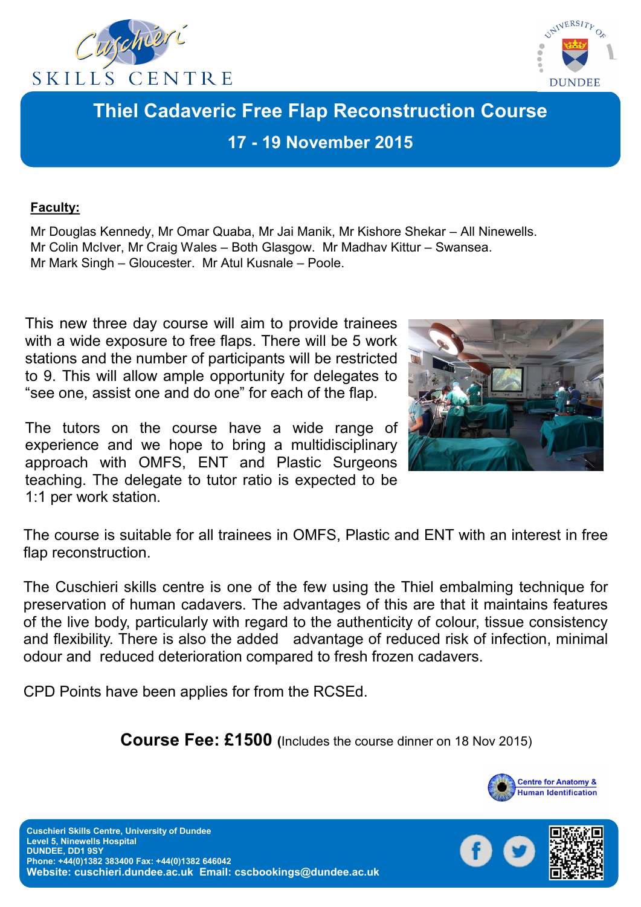Cuschieri SKILLS CENTRE

UNIVERSITY OF DUNDEE

# Thiel Cadaveric Free Flap Reconstruction Course

## 17 - 19 November 2015

**Faculty:**

Mr Douglas Kennedy, Mr Omar Quaba, Mr Jai Manik, Mr Kishore Shekar – All Ninewells.
Mr Colin McIver, Mr Craig Wales – Both Glasgow. Mr Madhav Kittur – Swansea.
Mr Mark Singh – Gloucester. Mr Atul Kusnale – Poole.

This new three day course will aim to provide trainees with a wide exposure to free flaps. There will be 5 work stations and the number of participants will be restricted to 9. This will allow ample opportunity for delegates to "see one, assist one and do one" for each of the flap.

The tutors on the course have a wide range of experience and we hope to bring a multidisciplinary approach with OMFS, ENT and Plastic Surgeons teaching. The delegate to tutor ratio is expected to be 1:1 per work station.

The course is suitable for all trainees in OMFS, Plastic and ENT with an interest in free flap reconstruction.

The Cuschieri skills centre is one of the few using the Thiel embalming technique for preservation of human cadavers. The advantages of this are that it maintains features of the live body, particularly with regard to the authenticity of colour, tissue consistency and flexibility. There is also the added advantage of reduced risk of infection, minimal odour and reduced deterioration compared to fresh frozen cadavers.

CPD Points have been applies for from the RCSEd.

**Course Fee: £1500** (Includes the course dinner on 18 Nov 2015)

Centre for Anatomy & Human Identification

**Cuschieri Skills Centre, University of Dundee**
**Level 5, Ninewells Hospital**
**DUNDEE, DD1 9SY**
**Phone: +44(0)1382 383400 Fax: +44(0)1382 646042**
**Website: cuschieri.dundee.ac.uk Email: cscbookings@dundee.ac.uk**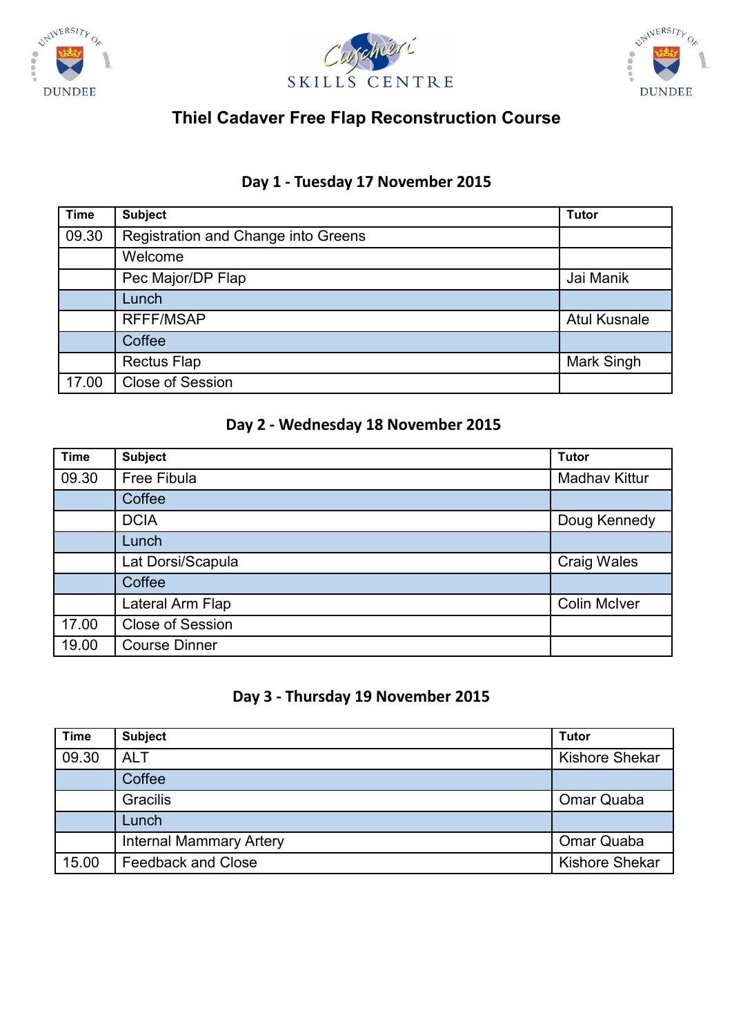# Thiel Cadaver Free Flap Reconstruction Course

## Day 1 - Tuesday 17 November 2015

| Time | Subject | Tutor |
|---|---|---|
| 09.30 | Registration and Change into Greens | |
| | Welcome | |
| | Pec Major/DP Flap | Jai Manik |
| | Lunch | |
| | RFFF/MSAP | Atul Kusnale |
| | Coffee | |
| | Rectus Flap | Mark Singh |
| 17.00 | Close of Session | |

## Day 2 - Wednesday 18 November 2015

| Time | Subject | Tutor |
|---|---|---|
| 09.30 | Free Fibula | Madhav Kittur |
| | Coffee | |
| | DCIA | Doug Kennedy |
| | Lunch | |
| | Lat Dorsi/Scapula | Craig Wales |
| | Coffee | |
| | Lateral Arm Flap | Colin McIver |
| 17.00 | Close of Session | |
| 19.00 | Course Dinner | |

## Day 3 - Thursday 19 November 2015

| Time | Subject | Tutor |
|---|---|---|
| 09.30 | ALT | Kishore Shekar |
| | Coffee | |
| | Gracilis | Omar Quaba |
| | Lunch | |
| | Internal Mammary Artery | Omar Quaba |
| 15.00 | Feedback and Close | Kishore Shekar |